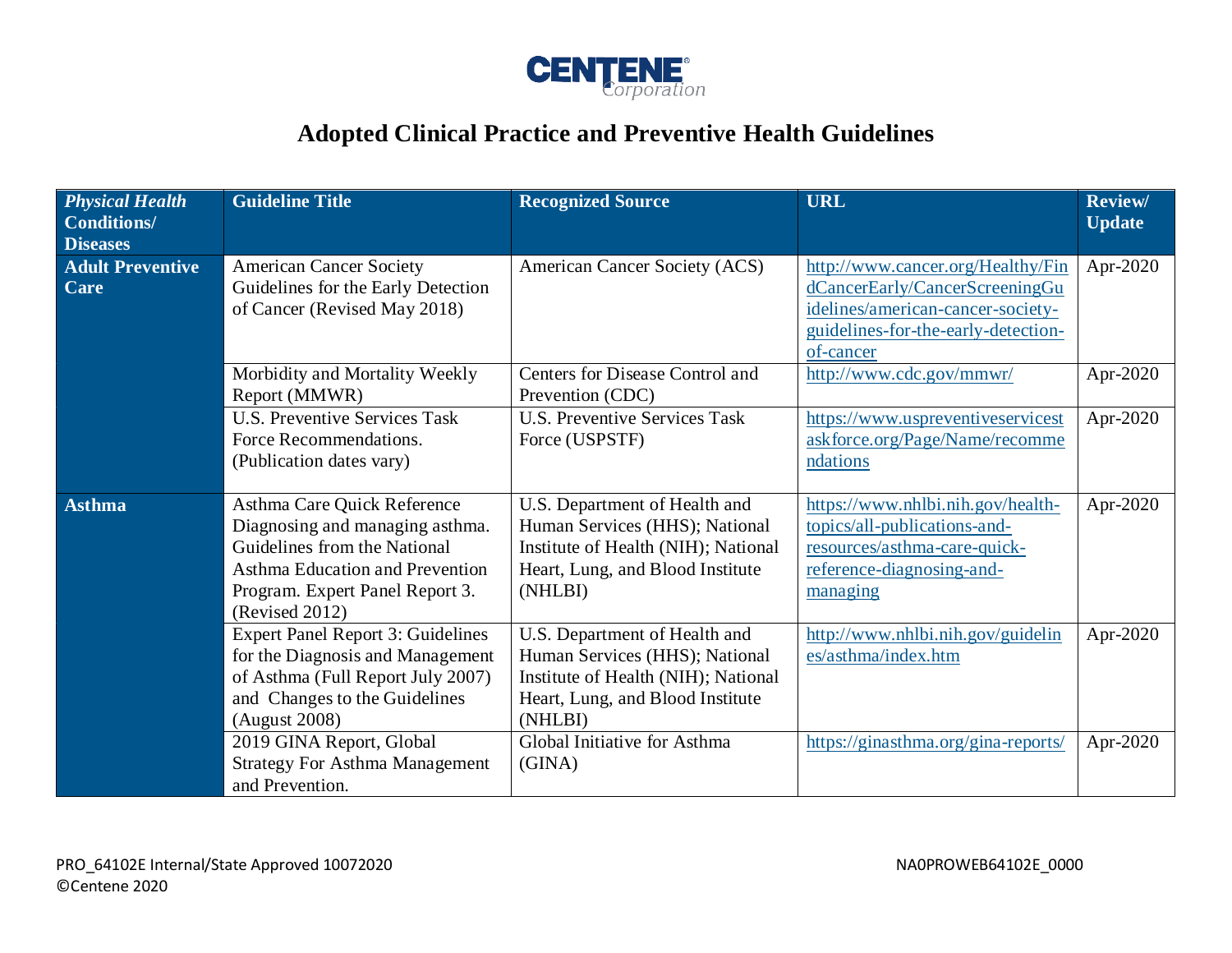CENTENE® Corporation

# Adopted Clinical Practice and Preventive Health Guidelines

| *Physical Health Conditions/ Diseases* | Guideline Title | Recognized Source | URL | Review/ Update |
|---|---|---|---|---|
| **Adult Preventive Care** | American Cancer Society Guidelines for the Early Detection of Cancer (Revised May 2018) | American Cancer Society (ACS) | http://www.cancer.org/Healthy/FindCancerEarly/CancerScreeningGuidelines/american-cancer-society-guidelines-for-the-early-detection-of-cancer | Apr-2020 |
| | Morbidity and Mortality Weekly Report (MMWR) | Centers for Disease Control and Prevention (CDC) | http://www.cdc.gov/mmwr/ | Apr-2020 |
| | U.S. Preventive Services Task Force Recommendations. (Publication dates vary) | U.S. Preventive Services Task Force (USPSTF) | https://www.uspreventiveservicestaskforce.org/Page/Name/recommendations | Apr-2020 |
| **Asthma** | Asthma Care Quick Reference Diagnosing and managing asthma. Guidelines from the National Asthma Education and Prevention Program. Expert Panel Report 3. (Revised 2012) | U.S. Department of Health and Human Services (HHS); National Institute of Health (NIH); National Heart, Lung, and Blood Institute (NHLBI) | https://www.nhlbi.nih.gov/health-topics/all-publications-and-resources/asthma-care-quick-reference-diagnosing-and-managing | Apr-2020 |
| | Expert Panel Report 3: Guidelines for the Diagnosis and Management of Asthma (Full Report July 2007) and Changes to the Guidelines (August 2008) | U.S. Department of Health and Human Services (HHS); National Institute of Health (NIH); National Heart, Lung, and Blood Institute (NHLBI) | http://www.nhlbi.nih.gov/guidelines/asthma/index.htm | Apr-2020 |
| | 2019 GINA Report, Global Strategy For Asthma Management and Prevention. | Global Initiative for Asthma (GINA) | https://ginasthma.org/gina-reports/ | Apr-2020 |

PRO_64102E Internal/State Approved 10072020
©Centene 2020

NA0PROWEB64102E_0000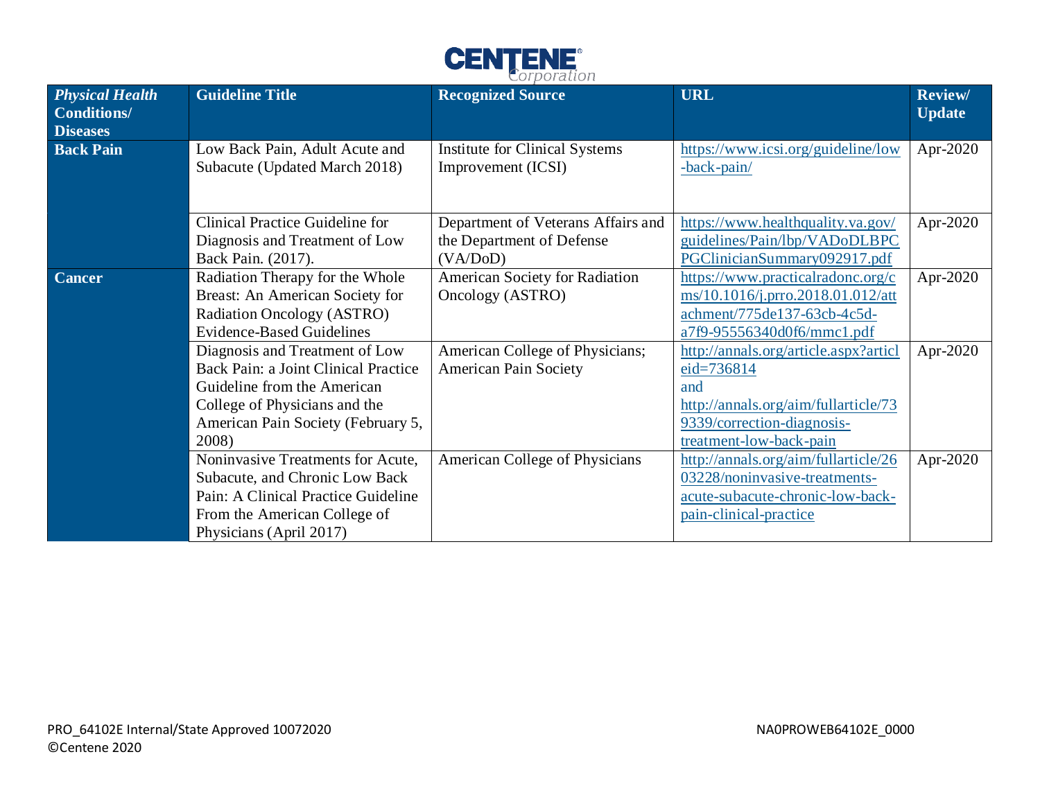| *Physical Health* **Conditions/ Diseases** | **Guideline Title** | **Recognized Source** | **URL** | **Review/ Update** |
|---|---|---|---|---|
| **Back Pain** | Low Back Pain, Adult Acute and Subacute (Updated March 2018) | Institute for Clinical Systems Improvement (ICSI) | https://www.icsi.org/guideline/low-back-pain/ | Apr-2020 |
| | Clinical Practice Guideline for Diagnosis and Treatment of Low Back Pain. (2017). | Department of Veterans Affairs and the Department of Defense (VA/DoD) | https://www.healthquality.va.gov/guidelines/Pain/lbp/VADoDLBPCPGClinicianSummary092917.pdf | Apr-2020 |
| **Cancer** | Radiation Therapy for the Whole Breast: An American Society for Radiation Oncology (ASTRO) Evidence-Based Guidelines | American Society for Radiation Oncology (ASTRO) | https://www.practicalradonc.org/cms/10.1016/j.prro.2018.01.012/attachment/775de137-63cb-4c5d-a7f9-95556340d0f6/mmc1.pdf | Apr-2020 |
| | Diagnosis and Treatment of Low Back Pain: a Joint Clinical Practice Guideline from the American College of Physicians and the American Pain Society (February 5, 2008) | American College of Physicians; American Pain Society | http://annals.org/article.aspx?articleid=736814 and http://annals.org/aim/fullarticle/739339/correction-diagnosis-treatment-low-back-pain | Apr-2020 |
| | Noninvasive Treatments for Acute, Subacute, and Chronic Low Back Pain: A Clinical Practice Guideline From the American College of Physicians (April 2017) | American College of Physicians | http://annals.org/aim/fullarticle/2603228/noninvasive-treatments-acute-subacute-chronic-low-back-pain-clinical-practice | Apr-2020 |

PRO_64102E Internal/State Approved 10072020
©Centene 2020

NA0PROWEB64102E_0000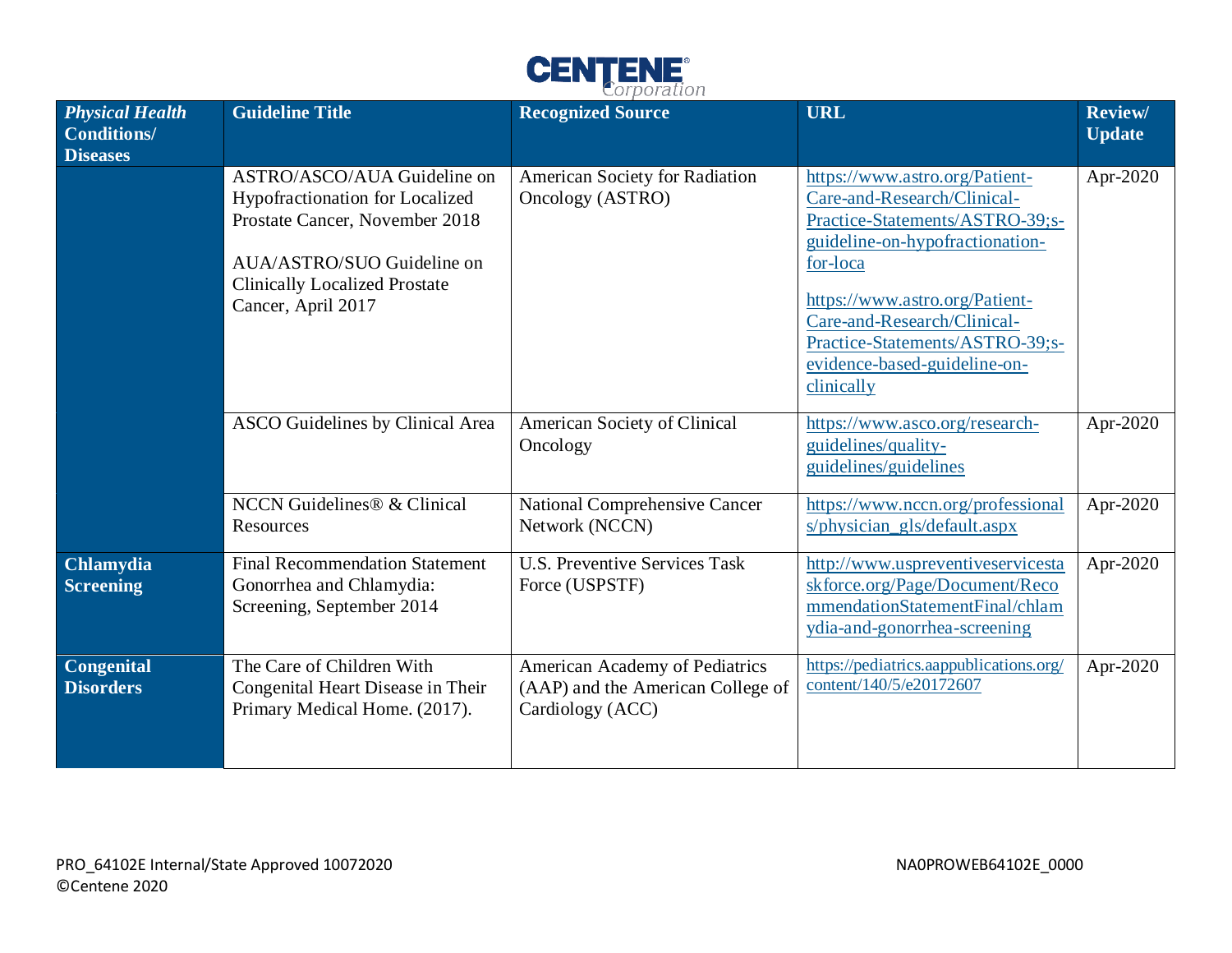| *Physical Health* Conditions/ Diseases | Guideline Title | Recognized Source | URL | Review/ Update |
|---|---|---|---|---|
| | ASTRO/ASCO/AUA Guideline on Hypofractionation for Localized Prostate Cancer, November 2018<br><br>AUA/ASTRO/SUO Guideline on Clinically Localized Prostate Cancer, April 2017 | American Society for Radiation Oncology (ASTRO) | https://www.astro.org/Patient-Care-and-Research/Clinical-Practice-Statements/ASTRO-39;s-guideline-on-hypofractionation-for-loca<br><br>https://www.astro.org/Patient-Care-and-Research/Clinical-Practice-Statements/ASTRO-39;s-evidence-based-guideline-on-clinically | Apr-2020 |
| | ASCO Guidelines by Clinical Area | American Society of Clinical Oncology | https://www.asco.org/research-guidelines/quality-guidelines/guidelines | Apr-2020 |
| | NCCN Guidelines® & Clinical Resources | National Comprehensive Cancer Network (NCCN) | https://www.nccn.org/professionals/physician_gls/default.aspx | Apr-2020 |
| **Chlamydia Screening** | Final Recommendation Statement Gonorrhea and Chlamydia: Screening, September 2014 | U.S. Preventive Services Task Force (USPSTF) | http://www.uspreventiveservicestaskforce.org/Page/Document/RecommendationStatementFinal/chlamydia-and-gonorrhea-screening | Apr-2020 |
| **Congenital Disorders** | The Care of Children With Congenital Heart Disease in Their Primary Medical Home. (2017). | American Academy of Pediatrics (AAP) and the American College of Cardiology (ACC) | https://pediatrics.aappublications.org/content/140/5/e20172607 | Apr-2020 |

PRO_64102E Internal/State Approved 10072020
©Centene 2020

NA0PROWEB64102E_0000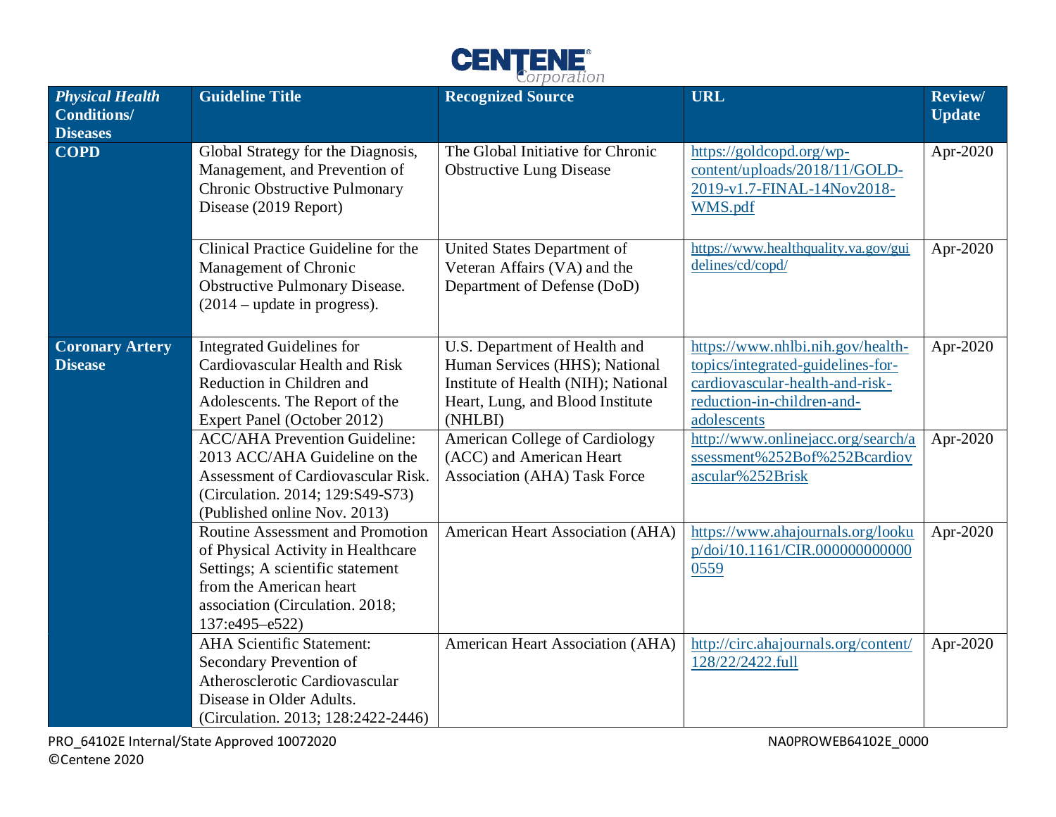| *Physical Health* **Conditions/ Diseases** | **Guideline Title** | **Recognized Source** | **URL** | **Review/ Update** |
| --- | --- | --- | --- | --- |
| **COPD** | Global Strategy for the Diagnosis, Management, and Prevention of Chronic Obstructive Pulmonary Disease (2019 Report) | The Global Initiative for Chronic Obstructive Lung Disease | https://goldcopd.org/wp-content/uploads/2018/11/GOLD-2019-v1.7-FINAL-14Nov2018-WMS.pdf | Apr-2020 |
| | Clinical Practice Guideline for the Management of Chronic Obstructive Pulmonary Disease. (2014 – update in progress). | United States Department of Veteran Affairs (VA) and the Department of Defense (DoD) | https://www.healthquality.va.gov/guidelines/cd/copd/ | Apr-2020 |
| **Coronary Artery Disease** | Integrated Guidelines for Cardiovascular Health and Risk Reduction in Children and Adolescents. The Report of the Expert Panel (October 2012) | U.S. Department of Health and Human Services (HHS); National Institute of Health (NIH); National Heart, Lung, and Blood Institute (NHLBI) | https://www.nhlbi.nih.gov/health-topics/integrated-guidelines-for-cardiovascular-health-and-risk-reduction-in-children-and-adolescents | Apr-2020 |
| | ACC/AHA Prevention Guideline: 2013 ACC/AHA Guideline on the Assessment of Cardiovascular Risk. (Circulation. 2014; 129:S49-S73) (Published online Nov. 2013) | American College of Cardiology (ACC) and American Heart Association (AHA) Task Force | http://www.onlinejacc.org/search/assessment%252Bof%252Bcardiovascular%252Brisk | Apr-2020 |
| | Routine Assessment and Promotion of Physical Activity in Healthcare Settings; A scientific statement from the American heart association (Circulation. 2018; 137:e495–e522) | American Heart Association (AHA) | https://www.ahajournals.org/lookup/doi/10.1161/CIR.0000000000000559 | Apr-2020 |
| | AHA Scientific Statement: Secondary Prevention of Atherosclerotic Cardiovascular Disease in Older Adults. (Circulation. 2013; 128:2422-2446) | American Heart Association (AHA) | http://circ.ahajournals.org/content/128/22/2422.full | Apr-2020 |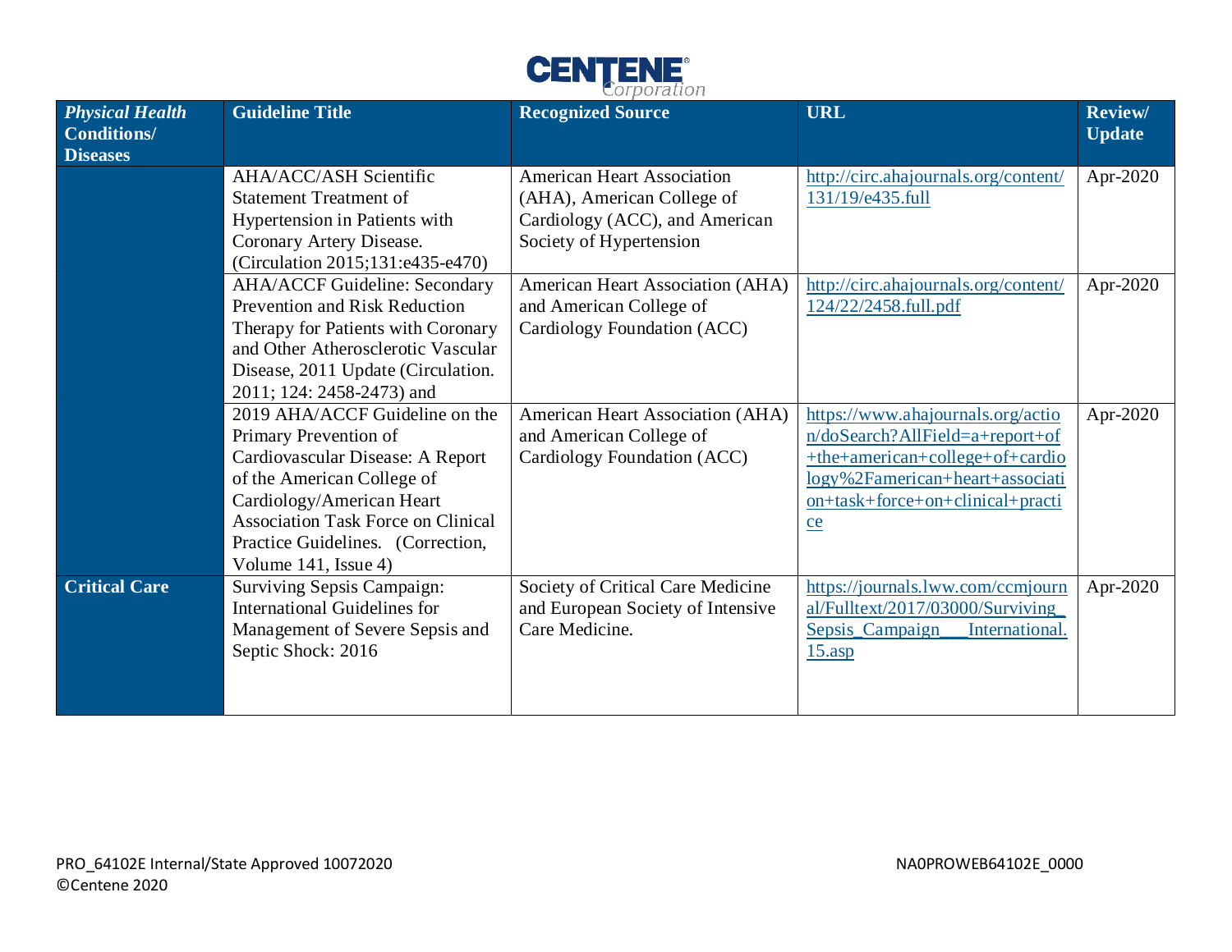| *Physical Health* **Conditions/ Diseases** | Guideline Title | Recognized Source | URL | Review/ Update |
|---|---|---|---|---|
| | AHA/ACC/ASH Scientific Statement Treatment of Hypertension in Patients with Coronary Artery Disease. (Circulation 2015;131:e435-e470) | American Heart Association (AHA), American College of Cardiology (ACC), and American Society of Hypertension | http://circ.ahajournals.org/content/131/19/e435.full | Apr-2020 |
| | AHA/ACCF Guideline: Secondary Prevention and Risk Reduction Therapy for Patients with Coronary and Other Atherosclerotic Vascular Disease, 2011 Update (Circulation. 2011; 124: 2458-2473) and | American Heart Association (AHA) and American College of Cardiology Foundation (ACC) | http://circ.ahajournals.org/content/124/22/2458.full.pdf | Apr-2020 |
| | 2019 AHA/ACCF Guideline on the Primary Prevention of Cardiovascular Disease: A Report of the American College of Cardiology/American Heart Association Task Force on Clinical Practice Guidelines. (Correction, Volume 141, Issue 4) | American Heart Association (AHA) and American College of Cardiology Foundation (ACC) | https://www.ahajournals.org/action/doSearch?AllField=a+report+of+the+american+college+of+cardiology%2Famerican+heart+association+task+force+on+clinical+practice | Apr-2020 |
| **Critical Care** | Surviving Sepsis Campaign: International Guidelines for Management of Severe Sepsis and Septic Shock: 2016 | Society of Critical Care Medicine and European Society of Intensive Care Medicine. | https://journals.lww.com/ccmjournal/Fulltext/2017/03000/Surviving_Sepsis_Campaign___International.15.asp | Apr-2020 |

PRO_64102E Internal/State Approved 10072020
©Centene 2020

NA0PROWEB64102E_0000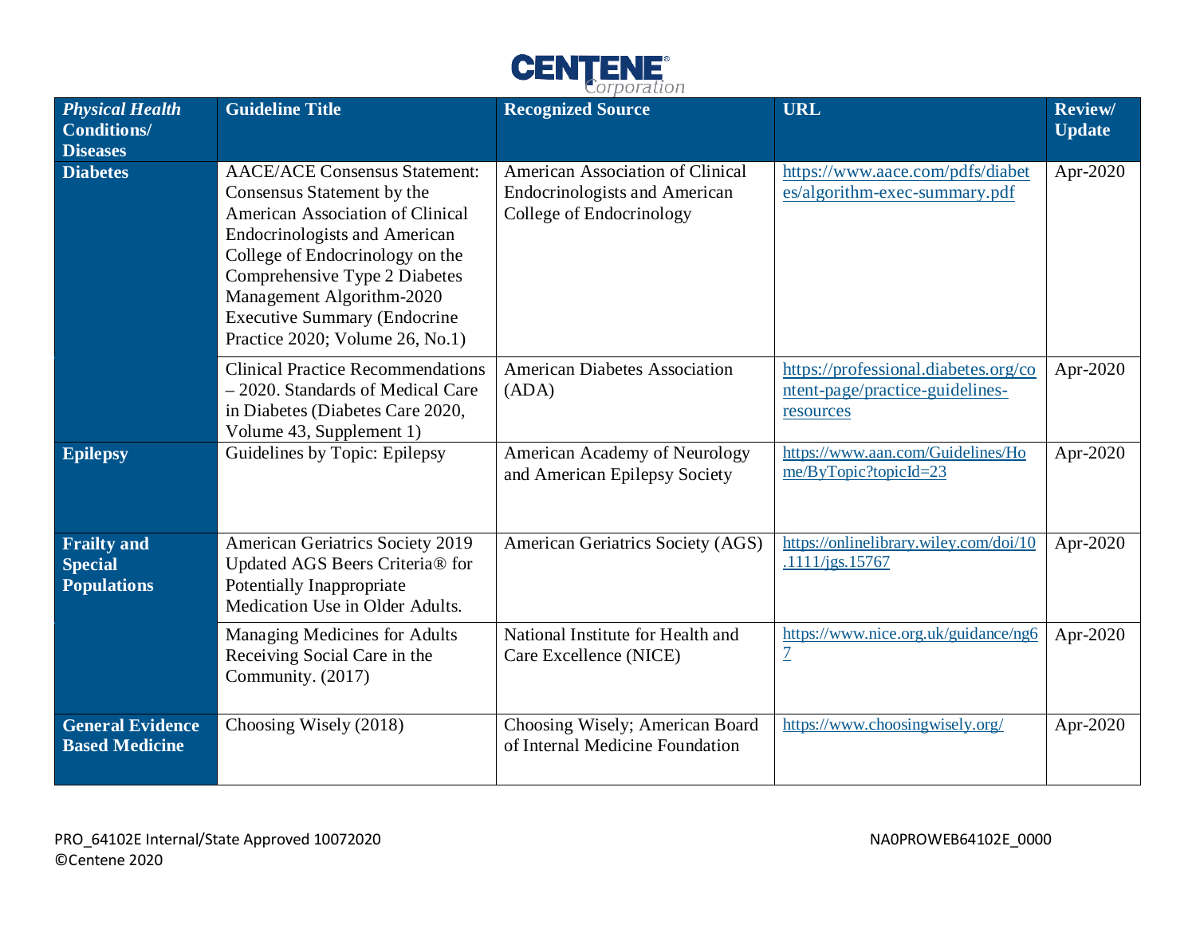| *Physical Health* **Conditions/ Diseases** | Guideline Title | Recognized Source | URL | Review/ Update |
|---|---|---|---|---|
| **Diabetes** | AACE/ACE Consensus Statement: Consensus Statement by the American Association of Clinical Endocrinologists and American College of Endocrinology on the Comprehensive Type 2 Diabetes Management Algorithm-2020 Executive Summary (Endocrine Practice 2020; Volume 26, No.1) | American Association of Clinical Endocrinologists and American College of Endocrinology | https://www.aace.com/pdfs/diabetes/algorithm-exec-summary.pdf | Apr-2020 |
| | Clinical Practice Recommendations – 2020. Standards of Medical Care in Diabetes (Diabetes Care 2020, Volume 43, Supplement 1) | American Diabetes Association (ADA) | https://professional.diabetes.org/content-page/practice-guidelines-resources | Apr-2020 |
| **Epilepsy** | Guidelines by Topic: Epilepsy | American Academy of Neurology and American Epilepsy Society | https://www.aan.com/Guidelines/Home/ByTopic?topicId=23 | Apr-2020 |
| **Frailty and Special Populations** | American Geriatrics Society 2019 Updated AGS Beers Criteria® for Potentially Inappropriate Medication Use in Older Adults. | American Geriatrics Society (AGS) | https://onlinelibrary.wiley.com/doi/10.1111/jgs.15767 | Apr-2020 |
| | Managing Medicines for Adults Receiving Social Care in the Community. (2017) | National Institute for Health and Care Excellence (NICE) | https://www.nice.org.uk/guidance/ng67 | Apr-2020 |
| **General Evidence Based Medicine** | Choosing Wisely (2018) | Choosing Wisely; American Board of Internal Medicine Foundation | https://www.choosingwisely.org/ | Apr-2020 |

PRO_64102E Internal/State Approved 10072020
©Centene 2020

NA0PROWEB64102E_0000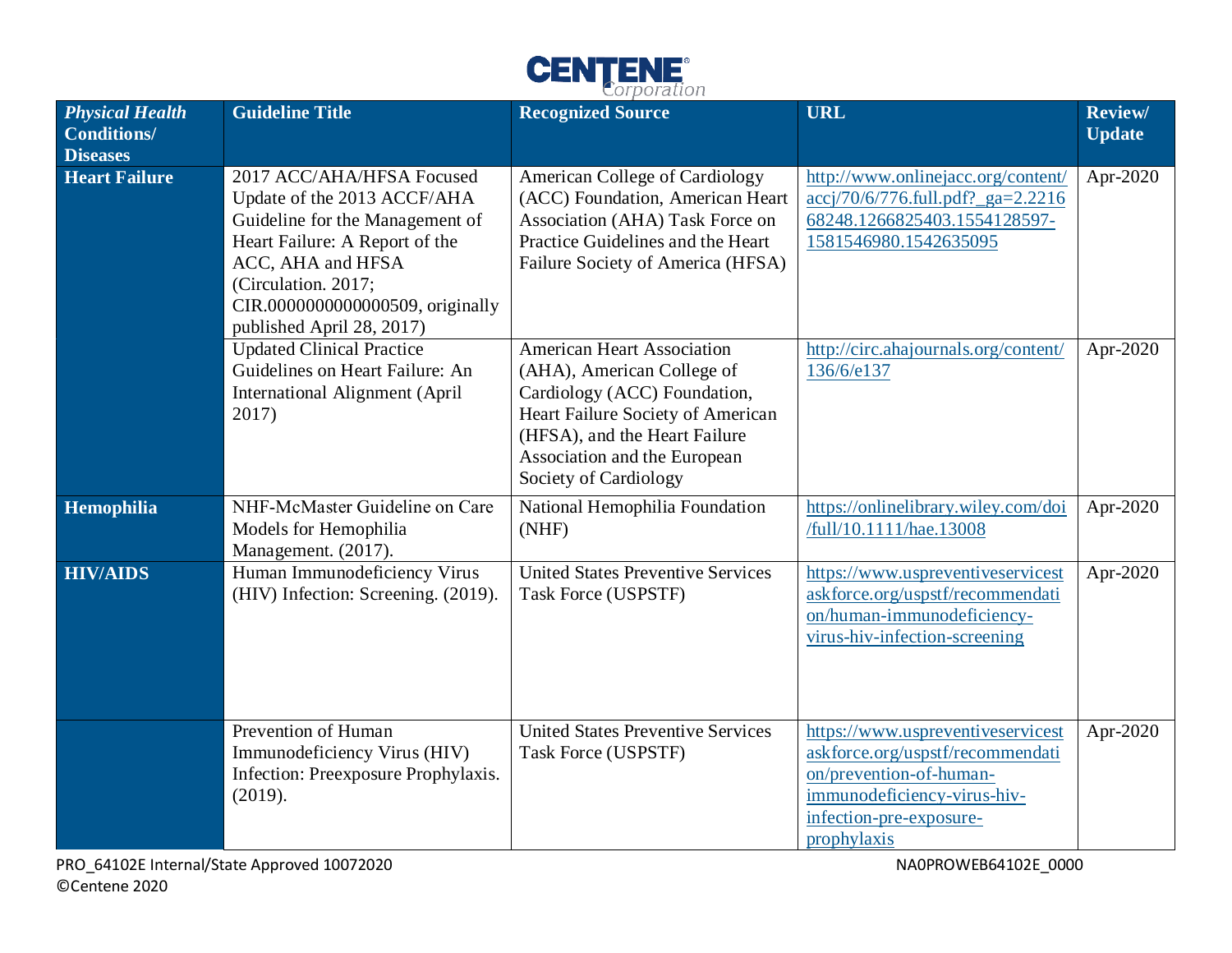| *Physical Health* **Conditions/ Diseases** | **Guideline Title** | **Recognized Source** | **URL** | **Review/ Update** |
|---|---|---|---|---|
| **Heart Failure** | 2017 ACC/AHA/HFSA Focused Update of the 2013 ACCF/AHA Guideline for the Management of Heart Failure: A Report of the ACC, AHA and HFSA (Circulation. 2017; CIR.0000000000000509, originally published April 28, 2017) | American College of Cardiology (ACC) Foundation, American Heart Association (AHA) Task Force on Practice Guidelines and the Heart Failure Society of America (HFSA) | http://www.onlinejacc.org/content/accj/70/6/776.full.pdf?_ga=2.221668248.1266825403.1554128597-1581546980.1542635095 | Apr-2020 |
| | Updated Clinical Practice Guidelines on Heart Failure: An International Alignment (April 2017) | American Heart Association (AHA), American College of Cardiology (ACC) Foundation, Heart Failure Society of American (HFSA), and the Heart Failure Association and the European Society of Cardiology | http://circ.ahajournals.org/content/136/6/e137 | Apr-2020 |
| **Hemophilia** | NHF-McMaster Guideline on Care Models for Hemophilia Management. (2017). | National Hemophilia Foundation (NHF) | https://onlinelibrary.wiley.com/doi/full/10.1111/hae.13008 | Apr-2020 |
| **HIV/AIDS** | Human Immunodeficiency Virus (HIV) Infection: Screening. (2019). | United States Preventive Services Task Force (USPSTF) | https://www.uspreventiveservicestaskforce.org/usptf/recommendation/human-immunodeficiency-virus-hiv-infection-screening | Apr-2020 |
| | Prevention of Human Immunodeficiency Virus (HIV) Infection: Preexposure Prophylaxis. (2019). | United States Preventive Services Task Force (USPSTF) | https://www.uspreventiveservicestaskforce.org/usptf/recommendation/prevention-of-human-immunodeficiency-virus-hiv-infection-pre-exposure-prophylaxis | Apr-2020 |

PRO_64102E Internal/State Approved 10072020
©Centene 2020

NA0PROWEB64102E_0000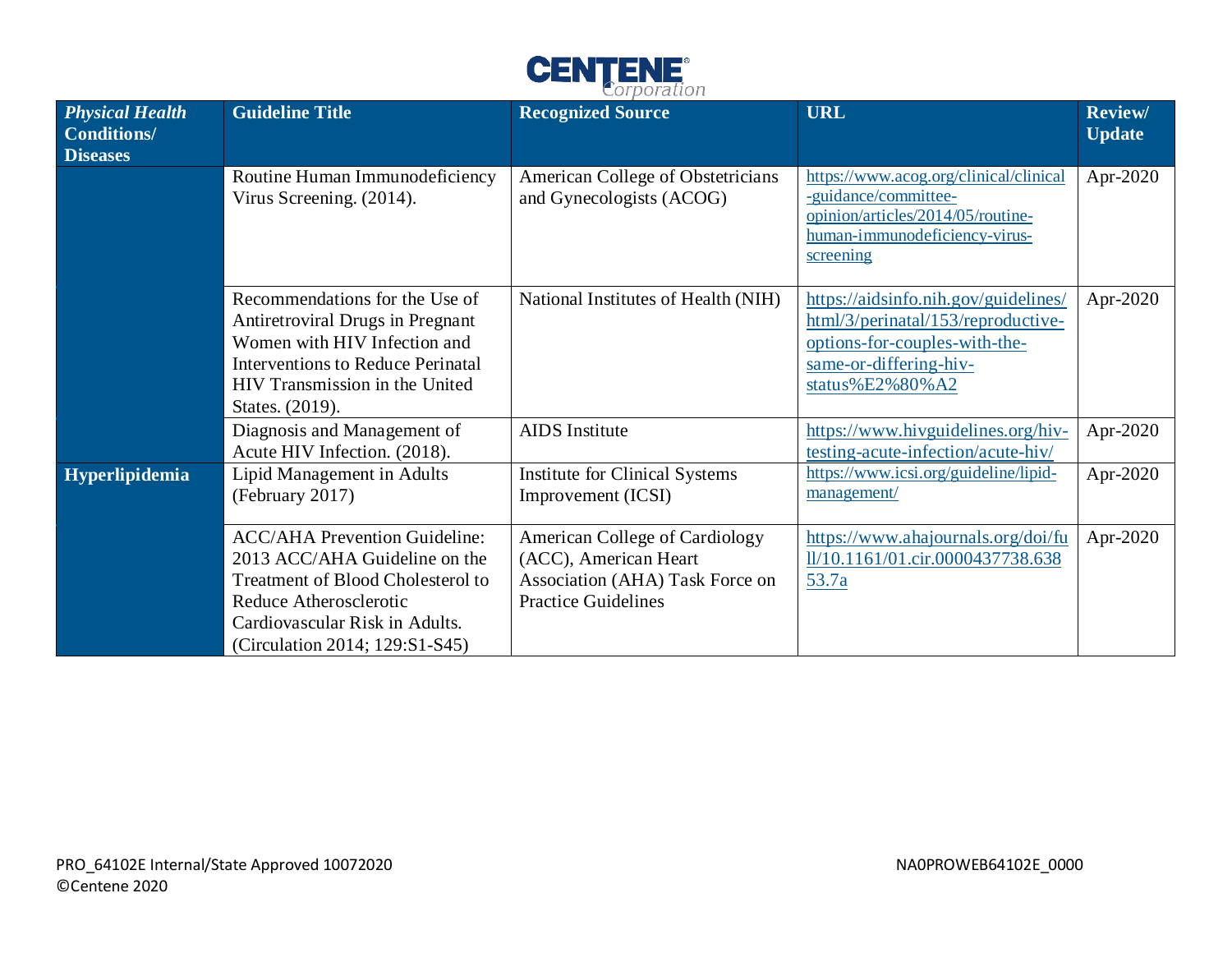| *Physical Health* **Conditions/ Diseases** | Guideline Title | Recognized Source | URL | Review/ Update |
|---|---|---|---|---|
| | Routine Human Immunodeficiency Virus Screening. (2014). | American College of Obstetricians and Gynecologists (ACOG) | https://www.acog.org/clinical/clinical-guidance/committee-opinion/articles/2014/05/routine-human-immunodeficiency-virus-screening | Apr-2020 |
| | Recommendations for the Use of Antiretroviral Drugs in Pregnant Women with HIV Infection and Interventions to Reduce Perinatal HIV Transmission in the United States. (2019). | National Institutes of Health (NIH) | https://aidsinfo.nih.gov/guidelines/html/3/perinatal/153/reproductive-options-for-couples-with-the-same-or-differing-hiv-status%E2%80%A2 | Apr-2020 |
| | Diagnosis and Management of Acute HIV Infection. (2018). | AIDS Institute | https://www.hivguidelines.org/hiv-testing-acute-infection/acute-hiv/ | Apr-2020 |
| **Hyperlipidemia** | Lipid Management in Adults (February 2017) | Institute for Clinical Systems Improvement (ICSI) | https://www.icsi.org/guideline/lipid-management/ | Apr-2020 |
| | ACC/AHA Prevention Guideline: 2013 ACC/AHA Guideline on the Treatment of Blood Cholesterol to Reduce Atherosclerotic Cardiovascular Risk in Adults. (Circulation 2014; 129:S1-S45) | American College of Cardiology (ACC), American Heart Association (AHA) Task Force on Practice Guidelines | https://www.ahajournals.org/doi/full/10.1161/01.cir.0000437738.63853.7a | Apr-2020 |

PRO_64102E Internal/State Approved 10072020
©Centene 2020

NA0PROWEB64102E_0000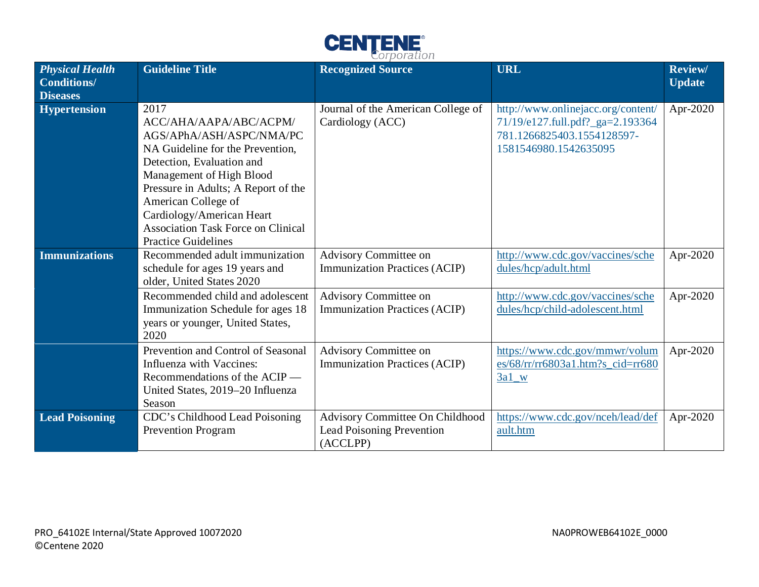| *Physical Health* **Conditions/ Diseases** | Guideline Title | Recognized Source | URL | Review/ Update |
|---|---|---|---|---|
| **Hypertension** | 2017 ACC/AHA/AAPA/ABC/ACPM/ AGS/APhA/ASH/ASPC/NMA/PCNA Guideline for the Prevention, Detection, Evaluation and Management of High Blood Pressure in Adults; A Report of the American College of Cardiology/American Heart Association Task Force on Clinical Practice Guidelines | Journal of the American College of Cardiology (ACC) | http://www.onlinejacc.org/content/71/19/e127.full.pdf?_ga=2.193364781.1266825403.1554128597-1581546980.1542635095 | Apr-2020 |
| **Immunizations** | Recommended adult immunization schedule for ages 19 years and older, United States 2020 | Advisory Committee on Immunization Practices (ACIP) | http://www.cdc.gov/vaccines/schedules/hcp/adult.html | Apr-2020 |
| | Recommended child and adolescent Immunization Schedule for ages 18 years or younger, United States, 2020 | Advisory Committee on Immunization Practices (ACIP) | http://www.cdc.gov/vaccines/schedules/hcp/child-adolescent.html | Apr-2020 |
| | Prevention and Control of Seasonal Influenza with Vaccines: Recommendations of the ACIP — United States, 2019–20 Influenza Season | Advisory Committee on Immunization Practices (ACIP) | https://www.cdc.gov/mmwr/volumes/68/rr/rr6803a1.htm?s_cid=rr6803a1_w | Apr-2020 |
| **Lead Poisoning** | CDC's Childhood Lead Poisoning Prevention Program | Advisory Committee On Childhood Lead Poisoning Prevention (ACCLPP) | https://www.cdc.gov/nceh/lead/default.htm | Apr-2020 |

PRO_64102E Internal/State Approved 10072020
©Centene 2020

NA0PROWEB64102E_0000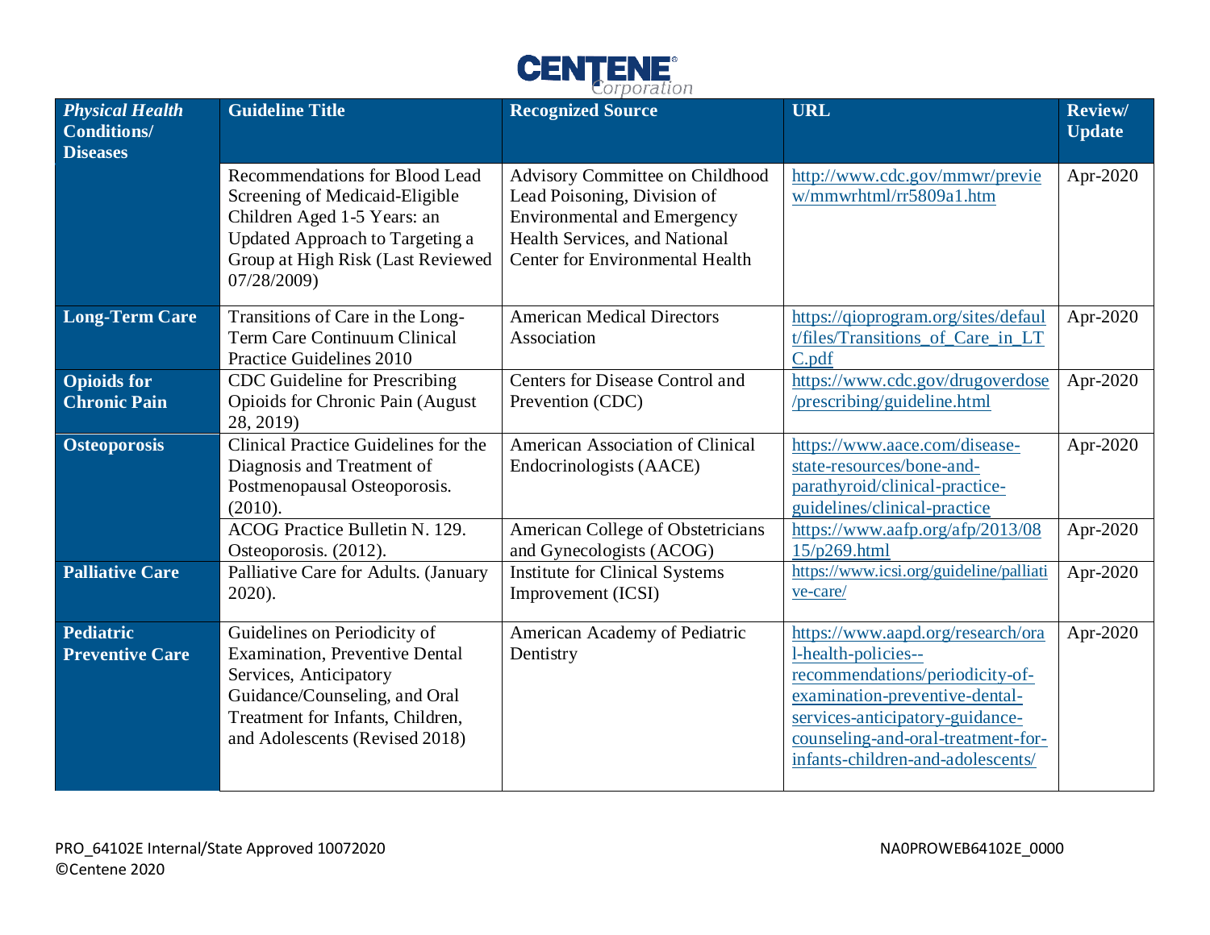| *Physical Health* **Conditions/ Diseases** | **Guideline Title** | **Recognized Source** | **URL** | **Review/ Update** |
|---|---|---|---|---|
| | Recommendations for Blood Lead Screening of Medicaid-Eligible Children Aged 1-5 Years: an Updated Approach to Targeting a Group at High Risk (Last Reviewed 07/28/2009) | Advisory Committee on Childhood Lead Poisoning, Division of Environmental and Emergency Health Services, and National Center for Environmental Health | http://www.cdc.gov/mmwr/preview/mmwrhtml/rr5809a1.htm | Apr-2020 |
| **Long-Term Care** | Transitions of Care in the Long-Term Care Continuum Clinical Practice Guidelines 2010 | American Medical Directors Association | https://qioprogram.org/sites/default/files/Transitions_of_Care_in_LTC.pdf | Apr-2020 |
| **Opioids for Chronic Pain** | CDC Guideline for Prescribing Opioids for Chronic Pain (August 28, 2019) | Centers for Disease Control and Prevention (CDC) | https://www.cdc.gov/drugoverdose/prescribing/guideline.html | Apr-2020 |
| **Osteoporosis** | Clinical Practice Guidelines for the Diagnosis and Treatment of Postmenopausal Osteoporosis. (2010). | American Association of Clinical Endocrinologists (AACE) | https://www.aace.com/disease-state-resources/bone-and-parathyroid/clinical-practice-guidelines/clinical-practice | Apr-2020 |
| | ACOG Practice Bulletin N. 129. Osteoporosis. (2012). | American College of Obstetricians and Gynecologists (ACOG) | https://www.aafp.org/afp/2013/0815/p269.html | Apr-2020 |
| **Palliative Care** | Palliative Care for Adults. (January 2020). | Institute for Clinical Systems Improvement (ICSI) | https://www.icsi.org/guideline/palliative-care/ | Apr-2020 |
| **Pediatric Preventive Care** | Guidelines on Periodicity of Examination, Preventive Dental Services, Anticipatory Guidance/Counseling, and Oral Treatment for Infants, Children, and Adolescents (Revised 2018) | American Academy of Pediatric Dentistry | https://www.aapd.org/research/oral-health-policies--recommendations/periodicity-of-examination-preventive-dental-services-anticipatory-guidance-counseling-and-oral-treatment-for-infants-children-and-adolescents/ | Apr-2020 |

PRO_64102E Internal/State Approved 10072020
©Centene 2020

NA0PROWEB64102E_0000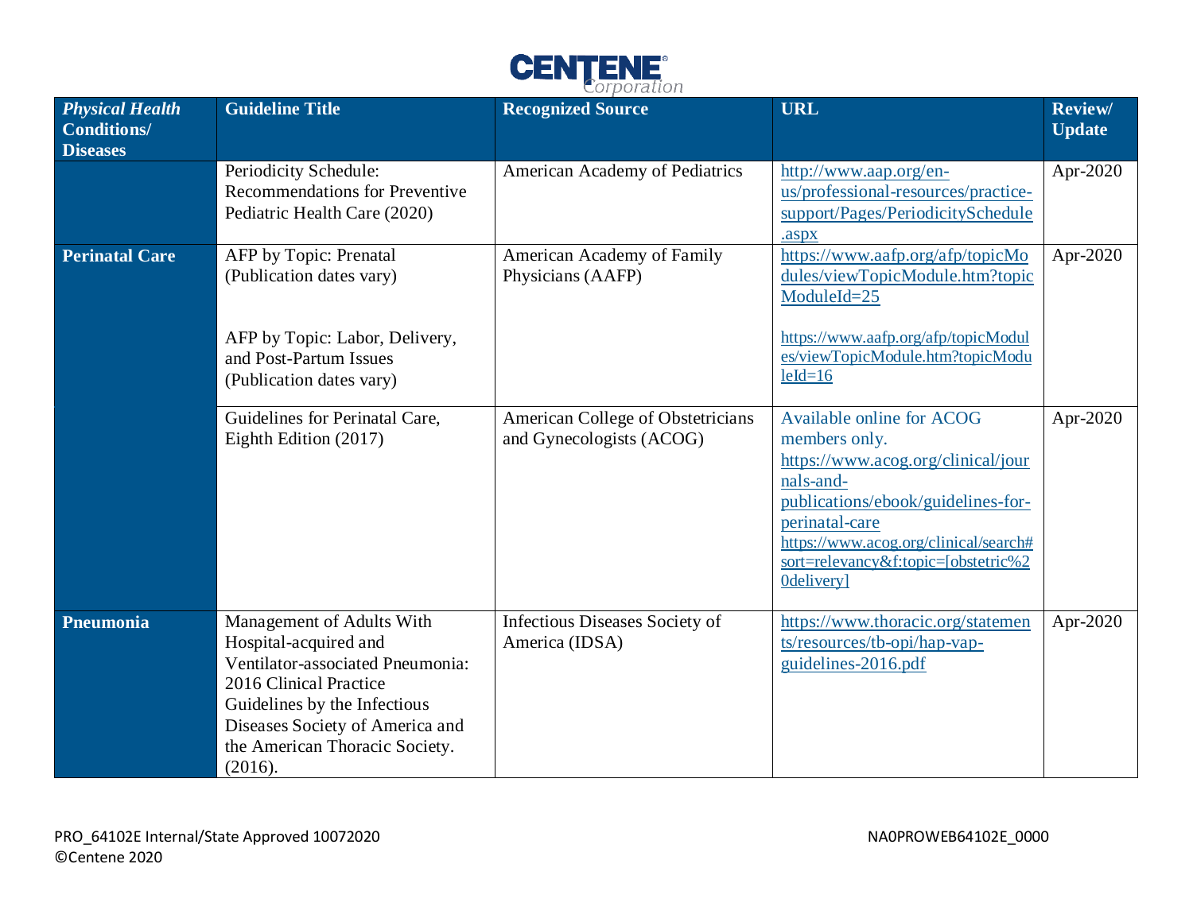| *Physical Health* **Conditions/ Diseases** | Guideline Title | Recognized Source | URL | Review/ Update |
|---|---|---|---|---|
| | Periodicity Schedule: Recommendations for Preventive Pediatric Health Care (2020) | American Academy of Pediatrics | http://www.aap.org/en-us/professional-resources/practice-support/Pages/PeriodicitySchedule.aspx | Apr-2020 |
| **Perinatal Care** | AFP by Topic: Prenatal (Publication dates vary)<br><br>AFP by Topic: Labor, Delivery, and Post-Partum Issues (Publication dates vary) | American Academy of Family Physicians (AAFP) | https://www.aafp.org/afp/topicModules/viewTopicModule.htm?topicModuleId=25<br><br>https://www.aafp.org/afp/topicModules/viewTopicModule.htm?topicModuleId=16 | Apr-2020 |
| | Guidelines for Perinatal Care, Eighth Edition (2017) | American College of Obstetricians and Gynecologists (ACOG) | Available online for ACOG members only. https://www.acog.org/clinical/journals-and-publications/ebook/guidelines-for-perinatal-care https://www.acog.org/clinical/search#sort=relevancy&f:topic=[obstetric%20delivery] | Apr-2020 |
| **Pneumonia** | Management of Adults With Hospital-acquired and Ventilator-associated Pneumonia: 2016 Clinical Practice Guidelines by the Infectious Diseases Society of America and the American Thoracic Society. (2016). | Infectious Diseases Society of America (IDSA) | https://www.thoracic.org/statements/resources/tb-opi/hap-vap-guidelines-2016.pdf | Apr-2020 |

PRO_64102E Internal/State Approved 10072020
©Centene 2020

NA0PROWEB64102E_0000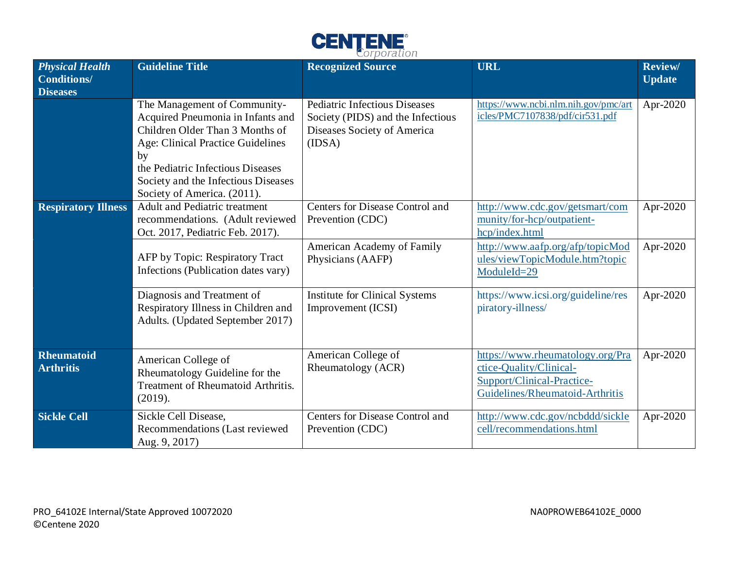| *Physical Health* Conditions/ Diseases | Guideline Title | Recognized Source | URL | Review/ Update |
|---|---|---|---|---|
| | The Management of Community-Acquired Pneumonia in Infants and Children Older Than 3 Months of Age: Clinical Practice Guidelines by the Pediatric Infectious Diseases Society and the Infectious Diseases Society of America. (2011). | Pediatric Infectious Diseases Society (PIDS) and the Infectious Diseases Society of America (IDSA) | https://www.ncbi.nlm.nih.gov/pmc/articles/PMC7107838/pdf/cir531.pdf | Apr-2020 |
| **Respiratory Illness** | Adult and Pediatric treatment recommendations. (Adult reviewed Oct. 2017, Pediatric Feb. 2017). | Centers for Disease Control and Prevention (CDC) | http://www.cdc.gov/getsmart/community/for-hcp/outpatient-hcp/index.html | Apr-2020 |
| | AFP by Topic: Respiratory Tract Infections (Publication dates vary) | American Academy of Family Physicians (AAFP) | http://www.aafp.org/afp/topicModules/viewTopicModule.htm?topicModuleId=29 | Apr-2020 |
| | Diagnosis and Treatment of Respiratory Illness in Children and Adults. (Updated September 2017) | Institute for Clinical Systems Improvement (ICSI) | https://www.icsi.org/guideline/respiratory-illness/ | Apr-2020 |
| **Rheumatoid Arthritis** | American College of Rheumatology Guideline for the Treatment of Rheumatoid Arthritis. (2019). | American College of Rheumatology (ACR) | https://www.rheumatology.org/Practice-Quality/Clinical-Support/Clinical-Practice-Guidelines/Rheumatoid-Arthritis | Apr-2020 |
| **Sickle Cell** | Sickle Cell Disease, Recommendations (Last reviewed Aug. 9, 2017) | Centers for Disease Control and Prevention (CDC) | http://www.cdc.gov/ncbddd/sicklecell/recommendations.html | Apr-2020 |

PRO_64102E Internal/State Approved 10072020
©Centene 2020

NA0PROWEB64102E_0000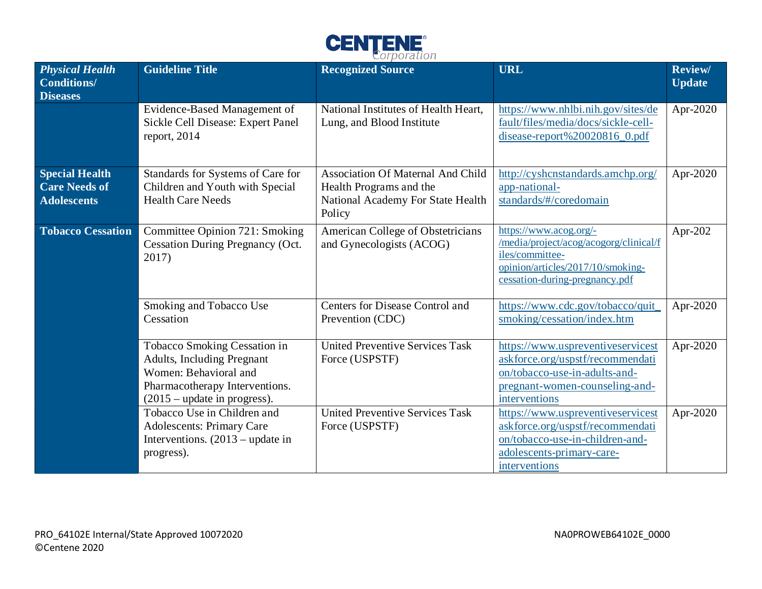| *Physical Health* **Conditions/ Diseases** | Guideline Title | Recognized Source | URL | Review/ Update |
|---|---|---|---|---|
| | Evidence-Based Management of Sickle Cell Disease: Expert Panel report, 2014 | National Institutes of Health Heart, Lung, and Blood Institute | https://www.nhlbi.nih.gov/sites/default/files/media/docs/sickle-cell-disease-report%20020816_0.pdf | Apr-2020 |
| **Special Health Care Needs of Adolescents** | Standards for Systems of Care for Children and Youth with Special Health Care Needs | Association Of Maternal And Child Health Programs and the National Academy For State Health Policy | http://cyshcnstandards.amchp.org/app-national-standards/#/coredomain | Apr-2020 |
| **Tobacco Cessation** | Committee Opinion 721: Smoking Cessation During Pregnancy (Oct. 2017) | American College of Obstetricians and Gynecologists (ACOG) | https://www.acog.org/-/media/project/acog/acogorg/clinical/files/committee-opinion/articles/2017/10/smoking-cessation-during-pregnancy.pdf | Apr-202 |
| | Smoking and Tobacco Use Cessation | Centers for Disease Control and Prevention (CDC) | https://www.cdc.gov/tobacco/quit_smoking/cessation/index.htm | Apr-2020 |
| | Tobacco Smoking Cessation in Adults, Including Pregnant Women: Behavioral and Pharmacotherapy Interventions. (2015 – update in progress). | United Preventive Services Task Force (USPSTF) | https://www.uspreventiveservicestaskforce.org/uspstf/recommendation/tobacco-use-in-adults-and-pregnant-women-counseling-and-interventions | Apr-2020 |
| | Tobacco Use in Children and Adolescents: Primary Care Interventions. (2013 – update in progress). | United Preventive Services Task Force (USPSTF) | https://www.uspreventiveservicestaskforce.org/uspstf/recommendation/tobacco-use-in-children-and-adolescents-primary-care-interventions | Apr-2020 |

PRO_64102E Internal/State Approved 10072020
©Centene 2020

NA0PROWEB64102E_0000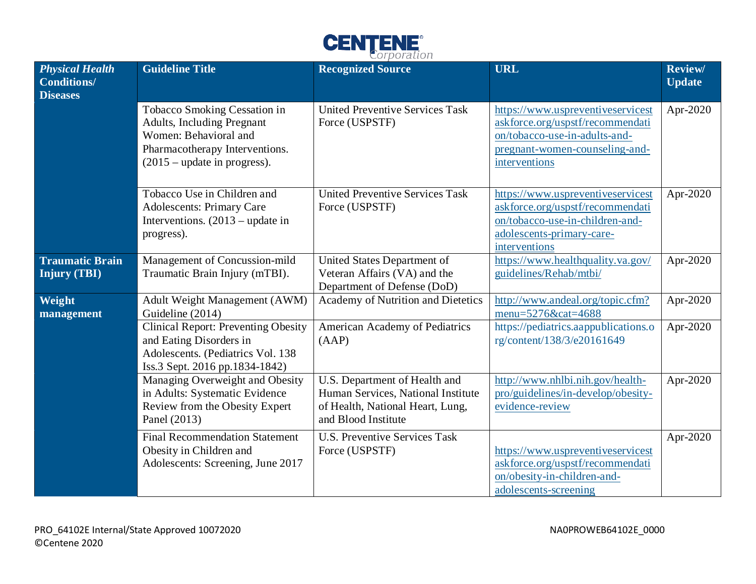| *Physical Health* **Conditions/ Diseases** | **Guideline Title** | **Recognized Source** | **URL** | **Review/ Update** |
|---|---|---|---|---|
| | Tobacco Smoking Cessation in Adults, Including Pregnant Women: Behavioral and Pharmacotherapy Interventions. (2015 – update in progress). | United Preventive Services Task Force (USPSTF) | https://www.uspreventiveservicestaskforce.org/uspstf/recommendation/tobacco-use-in-adults-and-pregnant-women-counseling-and-interventions | Apr-2020 |
| | Tobacco Use in Children and Adolescents: Primary Care Interventions. (2013 – update in progress). | United Preventive Services Task Force (USPSTF) | https://www.uspreventiveservicestaskforce.org/uspstf/recommendation/tobacco-use-in-children-and-adolescents-primary-care-interventions | Apr-2020 |
| **Traumatic Brain Injury (TBI)** | Management of Concussion-mild Traumatic Brain Injury (mTBI). | United States Department of Veteran Affairs (VA) and the Department of Defense (DoD) | https://www.healthquality.va.gov/guidelines/Rehab/mtbi/ | Apr-2020 |
| **Weight management** | Adult Weight Management (AWM) Guideline (2014) | Academy of Nutrition and Dietetics | http://www.andeal.org/topic.cfm?menu=5276&cat=4688 | Apr-2020 |
| | Clinical Report: Preventing Obesity and Eating Disorders in Adolescents. (Pediatrics Vol. 138 Iss.3 Sept. 2016 pp.1834-1842) | American Academy of Pediatrics (AAP) | https://pediatrics.aappublications.org/content/138/3/e20161649 | Apr-2020 |
| | Managing Overweight and Obesity in Adults: Systematic Evidence Review from the Obesity Expert Panel (2013) | U.S. Department of Health and Human Services, National Institute of Health, National Heart, Lung, and Blood Institute | http://www.nhlbi.nih.gov/health-pro/guidelines/in-develop/obesity-evidence-review | Apr-2020 |
| | Final Recommendation Statement Obesity in Children and Adolescents: Screening, June 2017 | U.S. Preventive Services Task Force (USPSTF) | https://www.uspreventiveservicestaskforce.org/uspstf/recommendation/obesity-in-children-and-adolescents-screening | Apr-2020 |

PRO_64102E Internal/State Approved 10072020
©Centene 2020

NA0PROWEB64102E_0000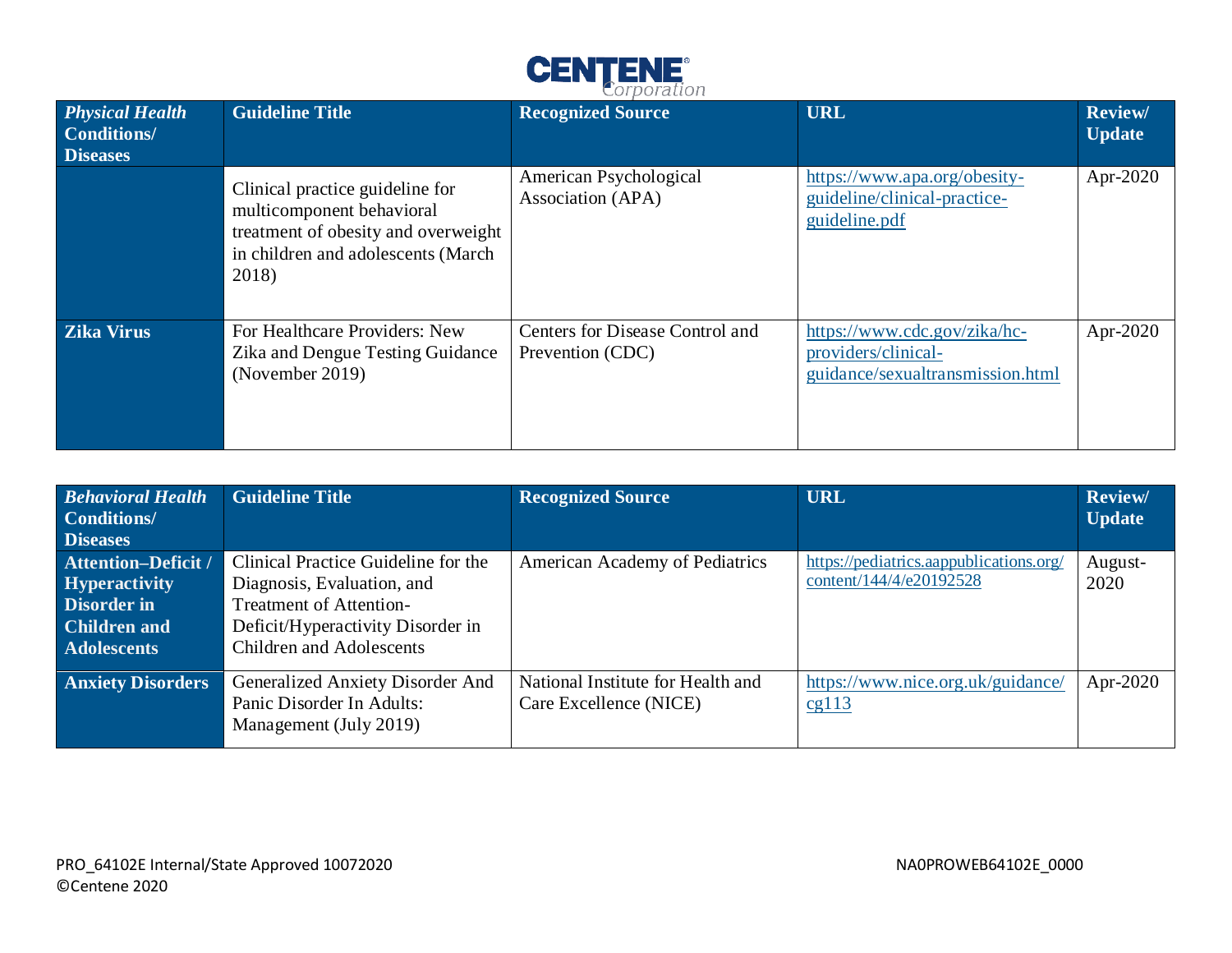| *Physical Health* **Conditions/ Diseases** | **Guideline Title** | **Recognized Source** | **URL** | **Review/ Update** |
|---|---|---|---|---|
| | Clinical practice guideline for multicomponent behavioral treatment of obesity and overweight in children and adolescents (March 2018) | American Psychological Association (APA) | https://www.apa.org/obesity-guideline/clinical-practice-guideline.pdf | Apr-2020 |
| **Zika Virus** | For Healthcare Providers: New Zika and Dengue Testing Guidance (November 2019) | Centers for Disease Control and Prevention (CDC) | https://www.cdc.gov/zika/hc-providers/clinical-guidance/sexualtransmission.html | Apr-2020 |

| *Behavioral Health* **Conditions/ Diseases** | **Guideline Title** | **Recognized Source** | **URL** | **Review/ Update** |
|---|---|---|---|---|
| **Attention–Deficit / Hyperactivity Disorder in Children and Adolescents** | Clinical Practice Guideline for the Diagnosis, Evaluation, and Treatment of Attention-Deficit/Hyperactivity Disorder in Children and Adolescents | American Academy of Pediatrics | https://pediatrics.aappublications.org/content/144/4/e20192528 | August-2020 |
| **Anxiety Disorders** | Generalized Anxiety Disorder And Panic Disorder In Adults: Management (July 2019) | National Institute for Health and Care Excellence (NICE) | https://www.nice.org.uk/guidance/cg113 | Apr-2020 |

PRO_64102E Internal/State Approved 10072020
©Centene 2020

NA0PROWEB64102E_0000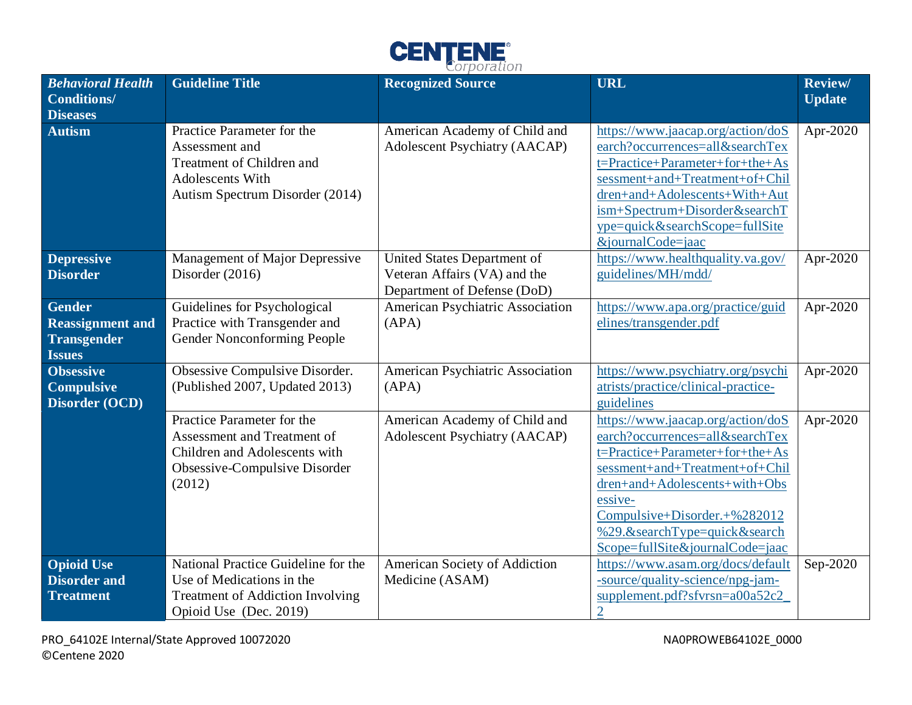| *Behavioral Health* **Conditions/ Diseases** | **Guideline Title** | **Recognized Source** | **URL** | **Review/ Update** |
|---|---|---|---|---|
| **Autism** | Practice Parameter for the Assessment and Treatment of Children and Adolescents With Autism Spectrum Disorder (2014) | American Academy of Child and Adolescent Psychiatry (AACAP) | https://www.jaacap.org/action/doSearch?occurrences=all&searchText=Practice+Parameter+for+the+Assessment+and+Treatment+of+Children+and+Adolescents+With+Autism+Spectrum+Disorder&searchType=quick&searchScope=fullSite&journalCode=jaac | Apr-2020 |
| **Depressive Disorder** | Management of Major Depressive Disorder (2016) | United States Department of Veteran Affairs (VA) and the Department of Defense (DoD) | https://www.healthquality.va.gov/guidelines/MH/mdd/ | Apr-2020 |
| **Gender Reassignment and Transgender Issues** | Guidelines for Psychological Practice with Transgender and Gender Nonconforming People | American Psychiatric Association (APA) | https://www.apa.org/practice/guidelines/transgender.pdf | Apr-2020 |
| **Obsessive Compulsive Disorder (OCD)** | Obsessive Compulsive Disorder. (Published 2007, Updated 2013) | American Psychiatric Association (APA) | https://www.psychiatry.org/psychiatrists/practice/clinical-practice-guidelines | Apr-2020 |
| | Practice Parameter for the Assessment and Treatment of Children and Adolescents with Obsessive-Compulsive Disorder (2012) | American Academy of Child and Adolescent Psychiatry (AACAP) | https://www.jaacap.org/action/doSearch?occurrences=all&searchText=Practice+Parameter+for+the+Assessment+and+Treatment+of+Children+and+Adolescents+with+Obsessive-Compulsive+Disorder.+%282012%29.&searchType=quick&searchScope=fullSite&journalCode=jaac | Apr-2020 |
| **Opioid Use Disorder and Treatment** | National Practice Guideline for the Use of Medications in the Treatment of Addiction Involving Opioid Use (Dec. 2019) | American Society of Addiction Medicine (ASAM) | https://www.asam.org/docs/default-source/quality-science/npg-jam-supplement.pdf?sfvrsn=a00a52c2_2 | Sep-2020 |

PRO_64102E Internal/State Approved 10072020
©Centene 2020

NA0PROWEB64102E_0000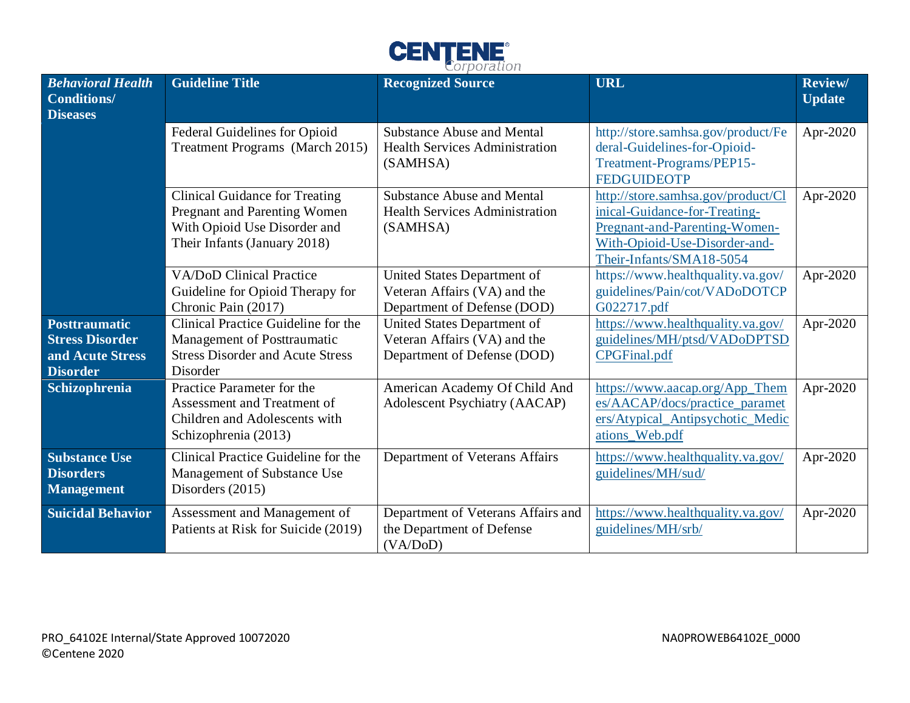| Behavioral Health Conditions/ Diseases | Guideline Title | Recognized Source | URL | Review/ Update |
|---|---|---|---|---|
| | Federal Guidelines for Opioid Treatment Programs (March 2015) | Substance Abuse and Mental Health Services Administration (SAMHSA) | http://store.samhsa.gov/product/Federal-Guidelines-for-Opioid-Treatment-Programs/PEP15-FEDGUIDEOTP | Apr-2020 |
| | Clinical Guidance for Treating Pregnant and Parenting Women With Opioid Use Disorder and Their Infants (January 2018) | Substance Abuse and Mental Health Services Administration (SAMHSA) | http://store.samhsa.gov/product/Clinical-Guidance-for-Treating-Pregnant-and-Parenting-Women-With-Opioid-Use-Disorder-and-Their-Infants/SMA18-5054 | Apr-2020 |
| | VA/DoD Clinical Practice Guideline for Opioid Therapy for Chronic Pain (2017) | United States Department of Veteran Affairs (VA) and the Department of Defense (DOD) | https://www.healthquality.va.gov/guidelines/Pain/cot/VADoDOTCPG022717.pdf | Apr-2020 |
| **Posttraumatic Stress Disorder and Acute Stress Disorder** | Clinical Practice Guideline for the Management of Posttraumatic Stress Disorder and Acute Stress Disorder | United States Department of Veteran Affairs (VA) and the Department of Defense (DOD) | https://www.healthquality.va.gov/guidelines/MH/ptsd/VADoDPTSDCPGFinal.pdf | Apr-2020 |
| **Schizophrenia** | Practice Parameter for the Assessment and Treatment of Children and Adolescents with Schizophrenia (2013) | American Academy Of Child And Adolescent Psychiatry (AACAP) | https://www.aacap.org/App_Themes/AACAP/docs/practice_parameters/Atypical_Antipsychotic_Medications_Web.pdf | Apr-2020 |
| **Substance Use Disorders Management** | Clinical Practice Guideline for the Management of Substance Use Disorders (2015) | Department of Veterans Affairs | https://www.healthquality.va.gov/guidelines/MH/sud/ | Apr-2020 |
| **Suicidal Behavior** | Assessment and Management of Patients at Risk for Suicide (2019) | Department of Veterans Affairs and the Department of Defense (VA/DoD) | https://www.healthquality.va.gov/guidelines/MH/srb/ | Apr-2020 |

PRO_64102E Internal/State Approved 10072020
©Centene 2020

NA0PROWEB64102E_0000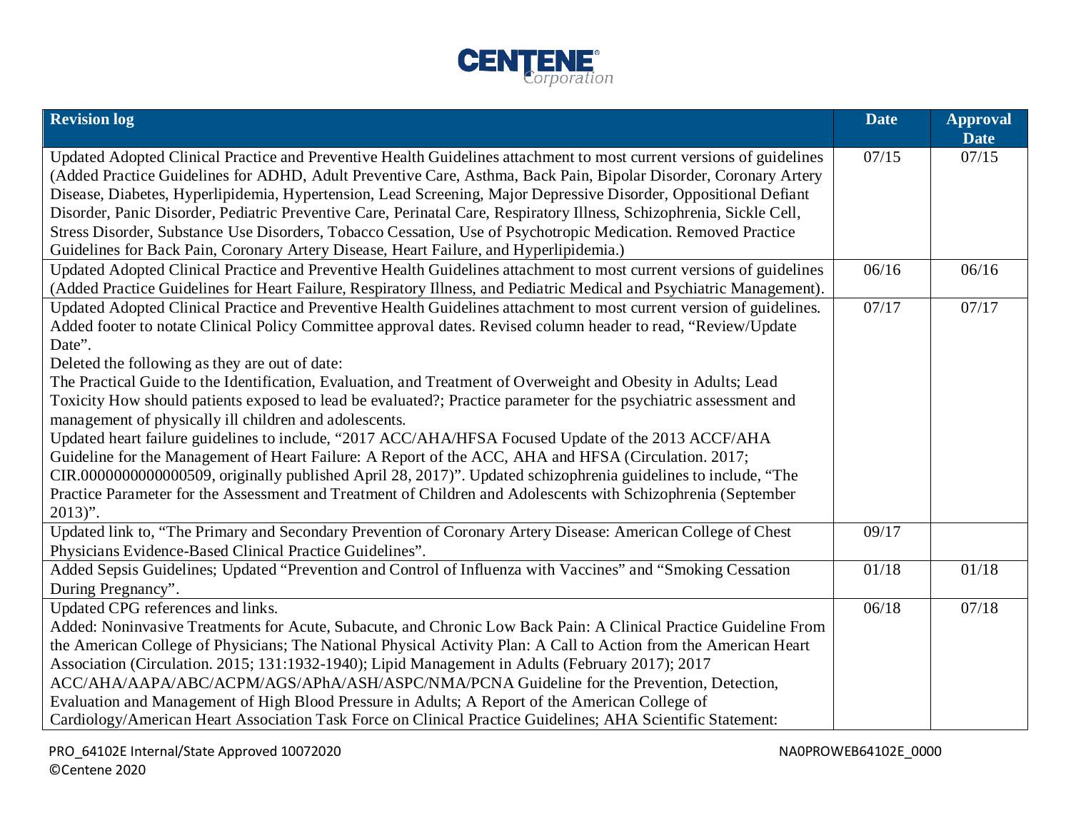| Revision log | Date | Approval Date |
|---|---|---|
| Updated Adopted Clinical Practice and Preventive Health Guidelines attachment to most current versions of guidelines (Added Practice Guidelines for ADHD, Adult Preventive Care, Asthma, Back Pain, Bipolar Disorder, Coronary Artery Disease, Diabetes, Hyperlipidemia, Hypertension, Lead Screening, Major Depressive Disorder, Oppositional Defiant Disorder, Panic Disorder, Pediatric Preventive Care, Perinatal Care, Respiratory Illness, Schizophrenia, Sickle Cell, Stress Disorder, Substance Use Disorders, Tobacco Cessation, Use of Psychotropic Medication. Removed Practice Guidelines for Back Pain, Coronary Artery Disease, Heart Failure, and Hyperlipidemia.) | 07/15 | 07/15 |
| Updated Adopted Clinical Practice and Preventive Health Guidelines attachment to most current versions of guidelines (Added Practice Guidelines for Heart Failure, Respiratory Illness, and Pediatric Medical and Psychiatric Management). | 06/16 | 06/16 |
| Updated Adopted Clinical Practice and Preventive Health Guidelines attachment to most current version of guidelines. Added footer to notate Clinical Policy Committee approval dates. Revised column header to read, "Review/Update Date".<br>Deleted the following as they are out of date:<br>The Practical Guide to the Identification, Evaluation, and Treatment of Overweight and Obesity in Adults; Lead Toxicity How should patients exposed to lead be evaluated?; Practice parameter for the psychiatric assessment and management of physically ill children and adolescents.<br>Updated heart failure guidelines to include, "2017 ACC/AHA/HFSA Focused Update of the 2013 ACCF/AHA Guideline for the Management of Heart Failure: A Report of the ACC, AHA and HFSA (Circulation. 2017; CIR.0000000000000509, originally published April 28, 2017)". Updated schizophrenia guidelines to include, "The Practice Parameter for the Assessment and Treatment of Children and Adolescents with Schizophrenia (September 2013)". | 07/17 | 07/17 |
| Updated link to, "The Primary and Secondary Prevention of Coronary Artery Disease: American College of Chest Physicians Evidence-Based Clinical Practice Guidelines". | 09/17 | |
| Added Sepsis Guidelines; Updated "Prevention and Control of Influenza with Vaccines" and "Smoking Cessation During Pregnancy". | 01/18 | 01/18 |
| Updated CPG references and links.<br>Added: Noninvasive Treatments for Acute, Subacute, and Chronic Low Back Pain: A Clinical Practice Guideline From the American College of Physicians; The National Physical Activity Plan: A Call to Action from the American Heart Association (Circulation. 2015; 131:1932-1940); Lipid Management in Adults (February 2017); 2017 ACC/AHA/AAPA/ABC/ACPM/AGS/APhA/ASH/ASPC/NMA/PCNA Guideline for the Prevention, Detection, Evaluation and Management of High Blood Pressure in Adults; A Report of the American College of Cardiology/American Heart Association Task Force on Clinical Practice Guidelines; AHA Scientific Statement: | 06/18 | 07/18 |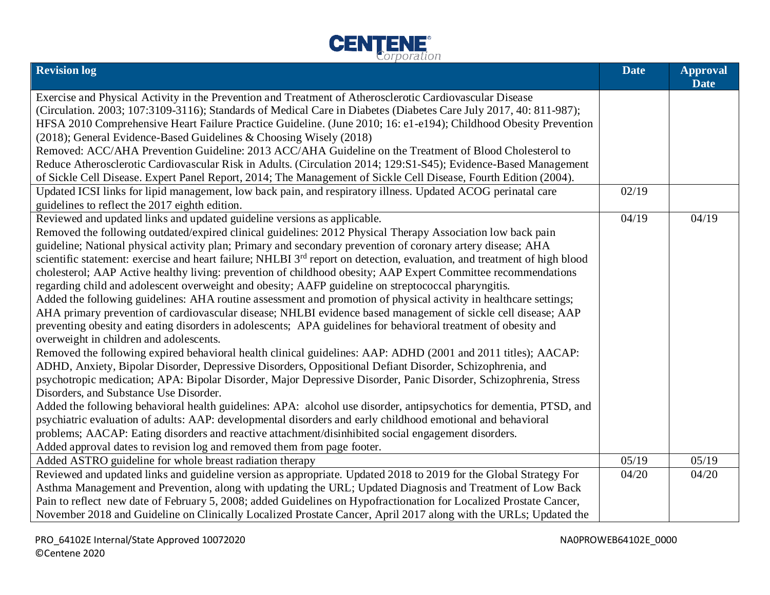| Revision log | Date | Approval Date |
|---|---|---|
| Exercise and Physical Activity in the Prevention and Treatment of Atherosclerotic Cardiovascular Disease (Circulation. 2003; 107:3109-3116); Standards of Medical Care in Diabetes (Diabetes Care July 2017, 40: 811-987); HFSA 2010 Comprehensive Heart Failure Practice Guideline. (June 2010; 16: e1-e194); Childhood Obesity Prevention (2018); General Evidence-Based Guidelines & Choosing Wisely (2018)<br>Removed: ACC/AHA Prevention Guideline: 2013 ACC/AHA Guideline on the Treatment of Blood Cholesterol to Reduce Atherosclerotic Cardiovascular Risk in Adults. (Circulation 2014; 129:S1-S45); Evidence-Based Management of Sickle Cell Disease. Expert Panel Report, 2014; The Management of Sickle Cell Disease, Fourth Edition (2004). | | |
| Updated ICSI links for lipid management, low back pain, and respiratory illness. Updated ACOG perinatal care guidelines to reflect the 2017 eighth edition. | 02/19 | |
| Reviewed and updated links and updated guideline versions as applicable.<br>Removed the following outdated/expired clinical guidelines: 2012 Physical Therapy Association low back pain guideline; National physical activity plan; Primary and secondary prevention of coronary artery disease; AHA scientific statement: exercise and heart failure; NHLBI 3rd report on detection, evaluation, and treatment of high blood cholesterol; AAP Active healthy living: prevention of childhood obesity; AAP Expert Committee recommendations regarding child and adolescent overweight and obesity; AAFP guideline on streptococcal pharyngitis.<br>Added the following guidelines: AHA routine assessment and promotion of physical activity in healthcare settings; AHA primary prevention of cardiovascular disease; NHLBI evidence based management of sickle cell disease; AAP preventing obesity and eating disorders in adolescents; APA guidelines for behavioral treatment of obesity and overweight in children and adolescents.<br>Removed the following expired behavioral health clinical guidelines: AAP: ADHD (2001 and 2011 titles); AACAP: ADHD, Anxiety, Bipolar Disorder, Depressive Disorders, Oppositional Defiant Disorder, Schizophrenia, and psychotropic medication; APA: Bipolar Disorder, Major Depressive Disorder, Panic Disorder, Schizophrenia, Stress Disorders, and Substance Use Disorder.<br>Added the following behavioral health guidelines: APA: alcohol use disorder, antipsychotics for dementia, PTSD, and psychiatric evaluation of adults: AAP: developmental disorders and early childhood emotional and behavioral problems; AACAP: Eating disorders and reactive attachment/disinhibited social engagement disorders.<br>Added approval dates to revision log and removed them from page footer. | 04/19 | 04/19 |
| Added ASTRO guideline for whole breast radiation therapy | 05/19 | 05/19 |
| Reviewed and updated links and guideline version as appropriate. Updated 2018 to 2019 for the Global Strategy For Asthma Management and Prevention, along with updating the URL; Updated Diagnosis and Treatment of Low Back Pain to reflect new date of February 5, 2008; added Guidelines on Hypofractionation for Localized Prostate Cancer, November 2018 and Guideline on Clinically Localized Prostate Cancer, April 2017 along with the URLs; Updated the | 04/20 | 04/20 |

PRO_64102E Internal/State Approved 10072020
©Centene 2020

NA0PROWEB64102E_0000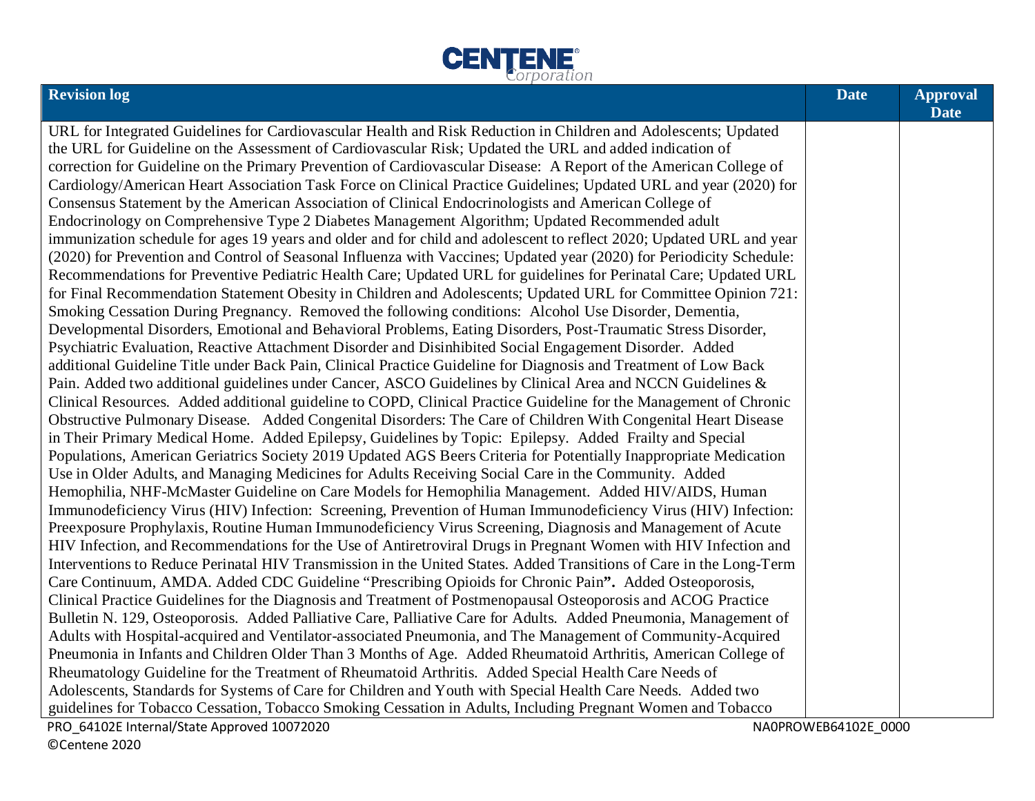| Revision log | Date | Approval Date |
|---|---|---|
| URL for Integrated Guidelines for Cardiovascular Health and Risk Reduction in Children and Adolescents; Updated the URL for Guideline on the Assessment of Cardiovascular Risk; Updated the URL and added indication of correction for Guideline on the Primary Prevention of Cardiovascular Disease: A Report of the American College of Cardiology/American Heart Association Task Force on Clinical Practice Guidelines; Updated URL and year (2020) for Consensus Statement by the American Association of Clinical Endocrinologists and American College of Endocrinology on Comprehensive Type 2 Diabetes Management Algorithm; Updated Recommended adult immunization schedule for ages 19 years and older and for child and adolescent to reflect 2020; Updated URL and year (2020) for Prevention and Control of Seasonal Influenza with Vaccines; Updated year (2020) for Periodicity Schedule: Recommendations for Preventive Pediatric Health Care; Updated URL for guidelines for Perinatal Care; Updated URL for Final Recommendation Statement Obesity in Children and Adolescents; Updated URL for Committee Opinion 721: Smoking Cessation During Pregnancy. Removed the following conditions: Alcohol Use Disorder, Dementia, Developmental Disorders, Emotional and Behavioral Problems, Eating Disorders, Post-Traumatic Stress Disorder, Psychiatric Evaluation, Reactive Attachment Disorder and Disinhibited Social Engagement Disorder. Added additional Guideline Title under Back Pain, Clinical Practice Guideline for Diagnosis and Treatment of Low Back Pain. Added two additional guidelines under Cancer, ASCO Guidelines by Clinical Area and NCCN Guidelines & Clinical Resources. Added additional guideline to COPD, Clinical Practice Guideline for the Management of Chronic Obstructive Pulmonary Disease. Added Congenital Disorders: The Care of Children With Congenital Heart Disease in Their Primary Medical Home. Added Epilepsy, Guidelines by Topic: Epilepsy. Added Frailty and Special Populations, American Geriatrics Society 2019 Updated AGS Beers Criteria for Potentially Inappropriate Medication Use in Older Adults, and Managing Medicines for Adults Receiving Social Care in the Community. Added Hemophilia, NHF-McMaster Guideline on Care Models for Hemophilia Management. Added HIV/AIDS, Human Immunodeficiency Virus (HIV) Infection: Screening, Prevention of Human Immunodeficiency Virus (HIV) Infection: Preexposure Prophylaxis, Routine Human Immunodeficiency Virus Screening, Diagnosis and Management of Acute HIV Infection, and Recommendations for the Use of Antiretroviral Drugs in Pregnant Women with HIV Infection and Interventions to Reduce Perinatal HIV Transmission in the United States. Added Transitions of Care in the Long-Term Care Continuum, AMDA. Added CDC Guideline "Prescribing Opioids for Chronic Pain**"**. Added Osteoporosis, Clinical Practice Guidelines for the Diagnosis and Treatment of Postmenopausal Osteoporosis and ACOG Practice Bulletin N. 129, Osteoporosis. Added Palliative Care, Palliative Care for Adults. Added Pneumonia, Management of Adults with Hospital-acquired and Ventilator-associated Pneumonia, and The Management of Community-Acquired Pneumonia in Infants and Children Older Than 3 Months of Age. Added Rheumatoid Arthritis, American College of Rheumatology Guideline for the Treatment of Rheumatoid Arthritis. Added Special Health Care Needs of Adolescents, Standards for Systems of Care for Children and Youth with Special Health Care Needs. Added two guidelines for Tobacco Cessation, Tobacco Smoking Cessation in Adults, Including Pregnant Women and Tobacco | | |

PRO_64102E Internal/State Approved 10072020 NA0PROWEB64102E_0000
©Centene 2020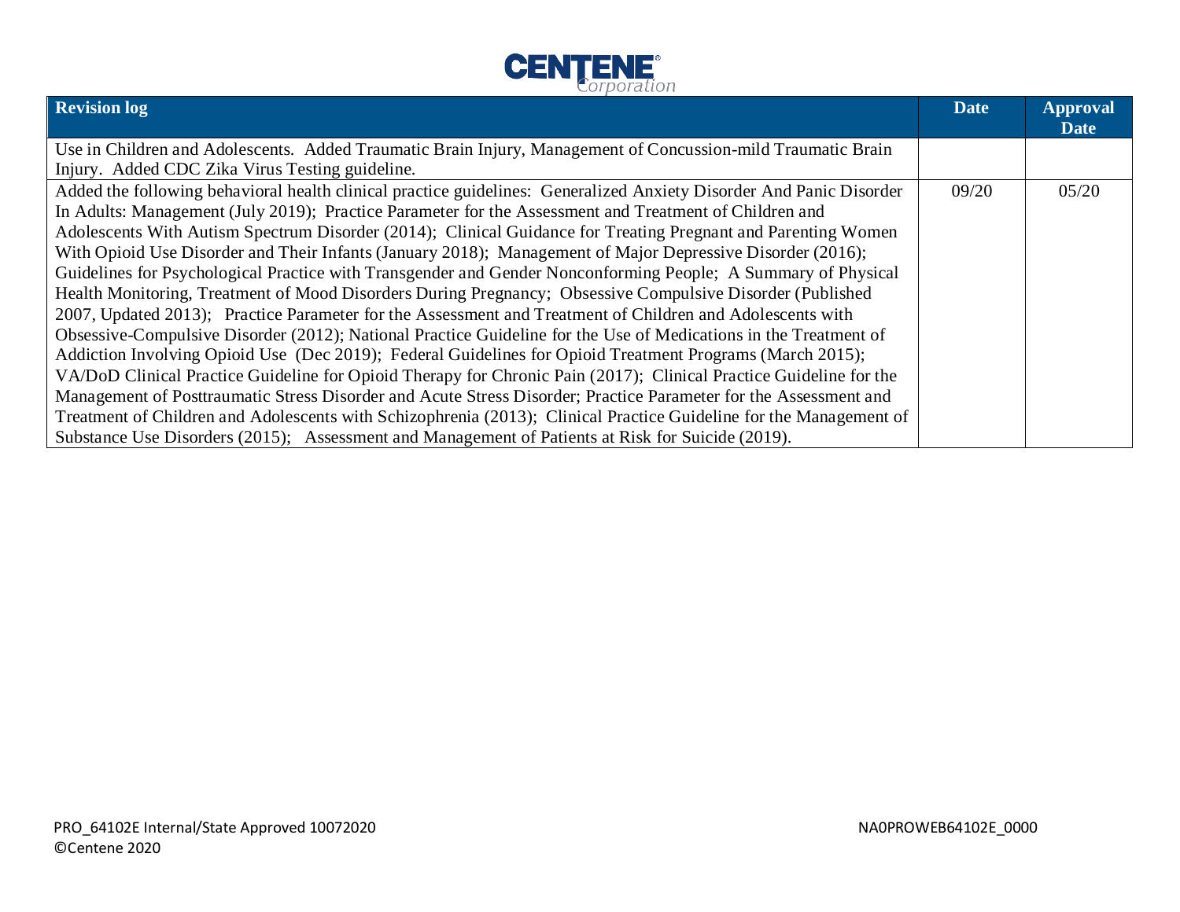| Revision log | Date | Approval Date |
|---|---|---|
| Use in Children and Adolescents. Added Traumatic Brain Injury, Management of Concussion-mild Traumatic Brain Injury. Added CDC Zika Virus Testing guideline. | | |
| Added the following behavioral health clinical practice guidelines: Generalized Anxiety Disorder And Panic Disorder In Adults: Management (July 2019); Practice Parameter for the Assessment and Treatment of Children and Adolescents With Autism Spectrum Disorder (2014); Clinical Guidance for Treating Pregnant and Parenting Women With Opioid Use Disorder and Their Infants (January 2018); Management of Major Depressive Disorder (2016); Guidelines for Psychological Practice with Transgender and Gender Nonconforming People; A Summary of Physical Health Monitoring, Treatment of Mood Disorders During Pregnancy; Obsessive Compulsive Disorder (Published 2007, Updated 2013); Practice Parameter for the Assessment and Treatment of Children and Adolescents with Obsessive-Compulsive Disorder (2012); National Practice Guideline for the Use of Medications in the Treatment of Addiction Involving Opioid Use (Dec 2019); Federal Guidelines for Opioid Treatment Programs (March 2015); VA/DoD Clinical Practice Guideline for Opioid Therapy for Chronic Pain (2017); Clinical Practice Guideline for the Management of Posttraumatic Stress Disorder and Acute Stress Disorder; Practice Parameter for the Assessment and Treatment of Children and Adolescents with Schizophrenia (2013); Clinical Practice Guideline for the Management of Substance Use Disorders (2015); Assessment and Management of Patients at Risk for Suicide (2019). | 09/20 | 05/20 |

PRO_64102E Internal/State Approved 10072020
©Centene 2020

NA0PROWEB64102E_0000